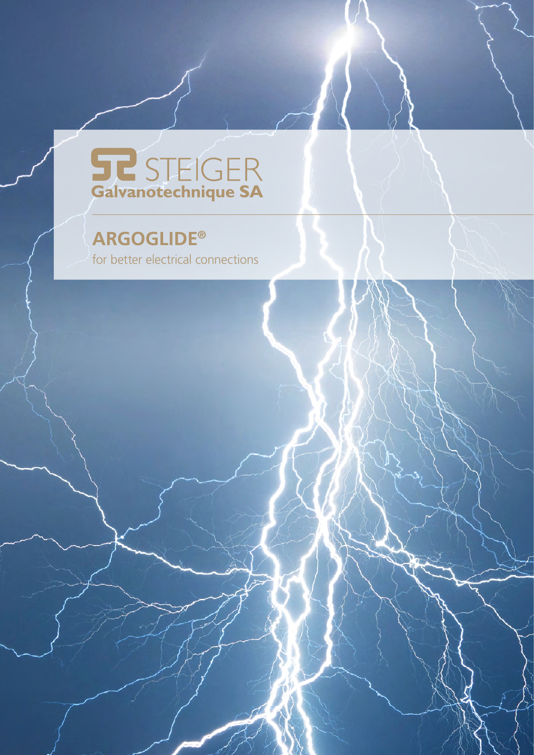# STEIGER Galvanotechnique SA

## ARGOGLIDE®

for better electrical connections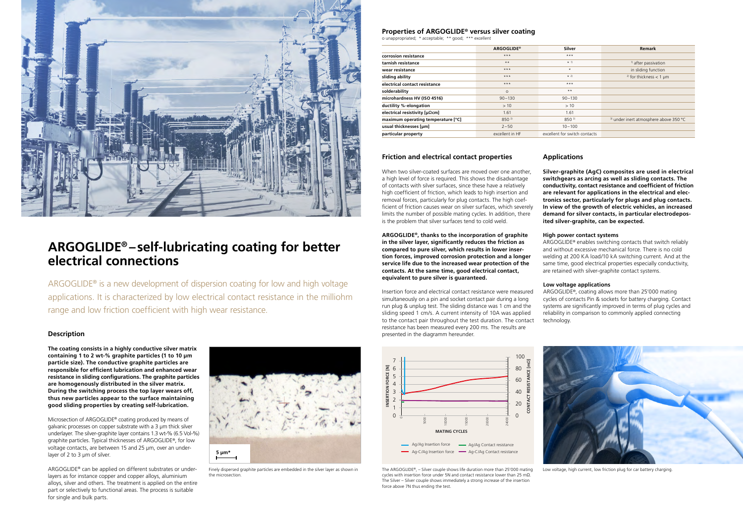# ARGOGLIDE® – self-lubricating coating for better electrical connections

ARGOGLIDE® is a new development of dispersion coating for low and high voltage applications. It is characterized by low electrical contact resistance in the milliohm range and low friction coefficient with high wear resistance.

## Description

**The coating consists in a highly conductive silver matrix containing 1 to 2 wt-% graphite particles (1 to 10 µm particle size). The conductive graphite particles are responsible for efficient lubrication and enhanced wear resistance in sliding configurations. The graphite particles are homogenously distributed in the silver matrix. During the switching process the top layer wears off, thus new particles appear to the surface maintaining good sliding properties by creating self-lubrication.**

Microsection of ARGOGLIDE® coating produced by means of galvanic processes on copper substrate with a 3 µm thick silver underlayer. The silver-graphite layer contains 1.3 wt-% (6.5 Vol-%) graphite particles. Typical thicknesses of ARGOGLIDE®, for low voltage contacts, are between 15 and 25 µm, over an underlayer of 2 to 3 µm of silver.

ARGOGLIDE® can be applied on different substrates or underlayers as for instance copper and copper alloys, aluminium alloys, silver and others. The treatment is applied on the entire part or selectively to functional areas. The process is suitable for single and bulk parts.

Finely dispersed graphite particles are embedded in the silver layer as shown in the microsection.

## Properties of ARGOGLIDE® versus silver coating

o unappropriated; * acceptable; ** good; *** excellent

| | ARGOGLIDE® | Silver | Remark |
|---|---|---|---|
| corrosion resistance | *** | *** | |
| tarnish resistance | ** | * [1] | [1] after passivation |
| wear resistance | *** | * | in sliding function |
| sliding ability | *** | * [2] | [2] for thickness < 1 µm |
| electrical contact resistance | *** | *** | |
| solderability | o | ** | |
| microhardness HV (ISO 4516) | 90–130 | 90–130 | |
| ductility %-elongation | > 10 | > 10 | |
| electrical resistivity [µΩcm] | 1.61 | 1.61 | |
| maximum operating temperature [°C] | 850 [3] | 850 [3] | [3] under inert atmosphere above 350 °C |
| usual thicknesses [µm] | 2–50 | 10–100 | |
| particular property | excellent in HF | excellent for switch contacts | |

## Friction and electrical contact properties

When two silver-coated surfaces are moved over one another, a high level of force is required. This shows the disadvantage of contacts with silver surfaces, since these have a relatively high coefficient of friction, which leads to high insertion and removal forces, particularly for plug contacts. The high coefficient of friction causes wear on silver surfaces, which severely limits the number of possible mating cycles. In addition, there is the problem that silver surfaces tend to cold weld.

**ARGOGLIDE®, thanks to the incorporation of graphite in the silver layer, significantly reduces the friction as compared to pure silver, which results in lower insertion forces, improved corrosion protection and a longer service life due to the increased wear protection of the contacts. At the same time, good electrical contact, equivalent to pure silver is guaranteed.**

Insertion force and electrical contact resistance were measured simultaneously on a pin and socket contact pair during a long run plug & unplug test. The sliding distance was 1 cm and the sliding speed 1 cm/s. A current intensity of 10A was applied to the contact pair throughout the test duration. The contact resistance has been measured every 200 ms. The results are presented in the diagramm hereunder.

The ARGOGLIDE®, – Silver couple shows life duration more than 25'000 mating cycles with insertion force under 5N and contact resistance lower than 25 mΩ. The Silver – Silver couple shows immediately a strong increase of the insertion force above 7N thus ending the test.

## Applications

**Silver-graphite (AgC) composites are used in electrical switchgears as arcing as well as sliding contacts. The conductivity, contact resistance and coefficient of friction are relevant for applications in the electrical and electronics sector, particularly for plugs and plug contacts. In view of the growth of electric vehicles, an increased demand for silver contacts, in particular electrodeposited silver-graphite, can be expected.**

### High power contact systems

ARGOGLIDE® enables switching contacts that switch reliably and without excessive mechanical force. There is no cold welding at 200 KA load/10 kA switching current. And at the same time, good electrical properties especially conductivity, are retained with silver-graphite contact systems.

### Low voltage applications

ARGOGLIDE®, coating allows more than 25'000 mating cycles of contacts Pin & sockets for battery charging. Contact systems are significantly improved in terms of plug cycles and reliability in comparison to commonly applied connecting technology.

Low voltage, high current, low friction plug for car battery charging.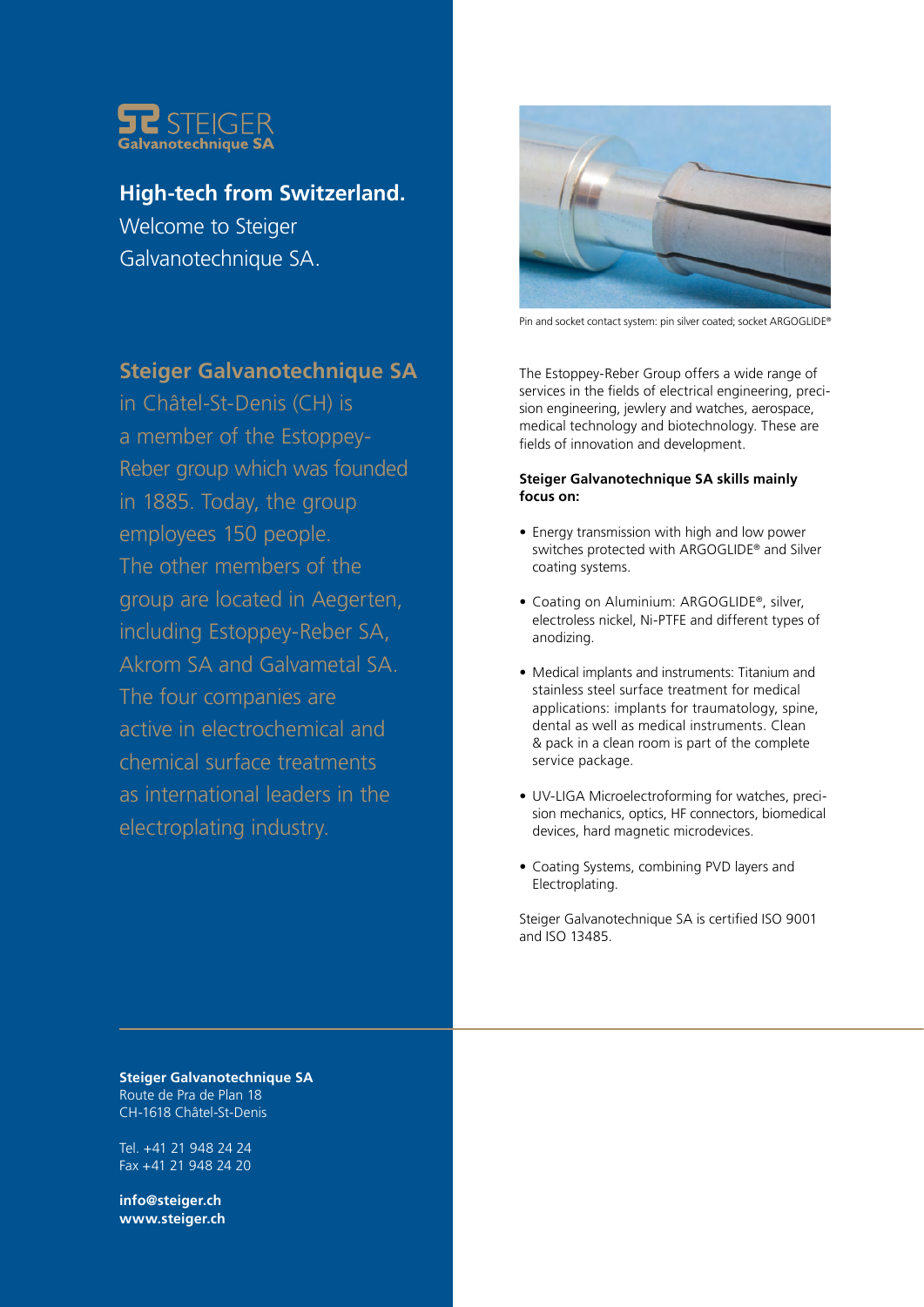**STEIGER**
**Galvanotechnique SA**

## High-tech from Switzerland.

Welcome to Steiger Galvanotechnique SA.

**Steiger Galvanotechnique SA** in Châtel-St-Denis (CH) is a member of the Estoppey-Reber group which was founded in 1885. Today, the group employees 150 people. The other members of the group are located in Aegerten, including Estoppey-Reber SA, Akrom SA and Galvametal SA. The four companies are active in electrochemical and chemical surface treatments as international leaders in the electroplating industry.

Pin and socket contact system: pin silver coated; socket ARGOGLIDE®

The Estoppey-Reber Group offers a wide range of services in the fields of electrical engineering, precision engineering, jewlery and watches, aerospace, medical technology and biotechnology. These are fields of innovation and development.

**Steiger Galvanotechnique SA skills mainly focus on:**

- Energy transmission with high and low power switches protected with ARGOGLIDE® and Silver coating systems.
- Coating on Aluminium: ARGOGLIDE®, silver, electroless nickel, Ni-PTFE and different types of anodizing.
- Medical implants and instruments: Titanium and stainless steel surface treatment for medical applications: implants for traumatology, spine, dental as well as medical instruments. Clean & pack in a clean room is part of the complete service package.
- UV-LIGA Microelectroforming for watches, precision mechanics, optics, HF connectors, biomedical devices, hard magnetic microdevices.
- Coating Systems, combining PVD layers and Electroplating.

Steiger Galvanotechnique SA is certified ISO 9001 and ISO 13485.

**Steiger Galvanotechnique SA**
Route de Pra de Plan 18
CH-1618 Châtel-St-Denis

Tel. +41 21 948 24 24
Fax +41 21 948 24 20

**info@steiger.ch**
**www.steiger.ch**